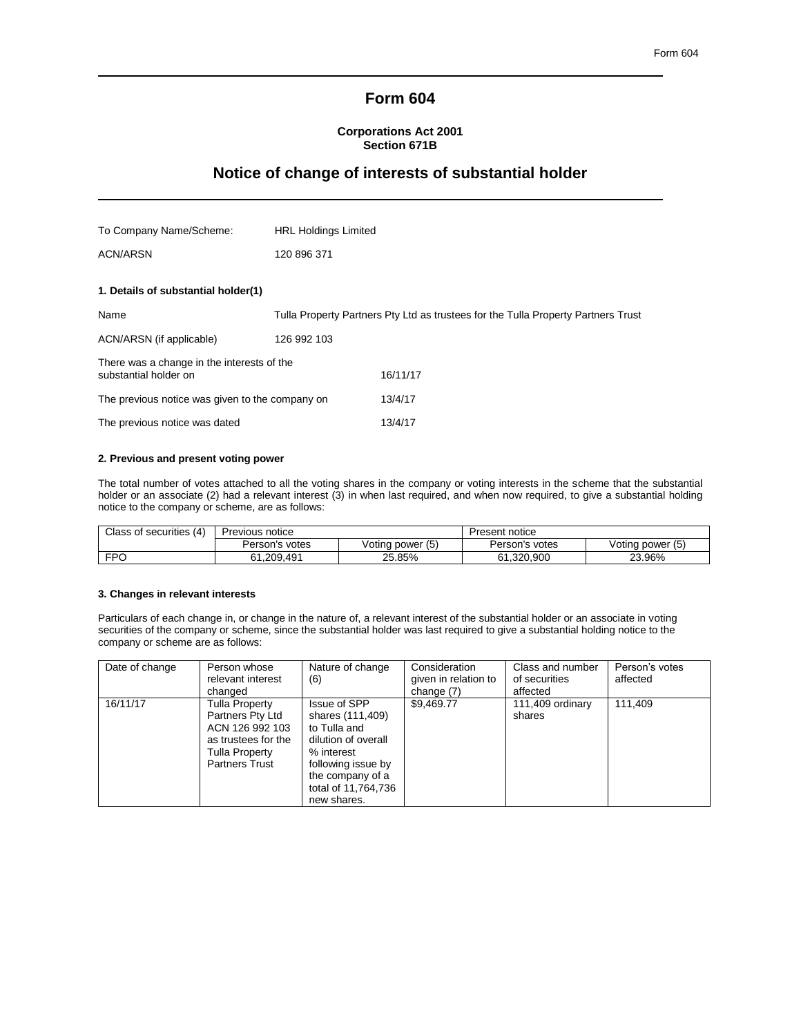# Form 604

**Corporations Act 2001**
**Section 671B**

## Notice of change of interests of substantial holder

| | |
|---|---|
| To Company Name/Scheme: | HRL Holdings Limited |
| ACN/ARSN | 120 896 371 |

### 1. Details of substantial holder(1)

| | |
|---|---|
| Name | Tulla Property Partners Pty Ltd as trustees for the Tulla Property Partners Trust |
| ACN/ARSN (if applicable) | 126 992 103 |
| There was a change in the interests of the substantial holder on | 16/11/17 |
| The previous notice was given to the company on | 13/4/17 |
| The previous notice was dated | 13/4/17 |

### 2. Previous and present voting power

The total number of votes attached to all the voting shares in the company or voting interests in the scheme that the substantial holder or an associate (2) had a relevant interest (3) in when last required, and when now required, to give a substantial holding notice to the company or scheme, are as follows:

| Class of securities (4) | Previous notice | | Present notice | |
|---|---|---|---|---|
| | Person's votes | Voting power (5) | Person's votes | Voting power (5) |
| FPO | 61,209,491 | 25.85% | 61,320,900 | 23.96% |

### 3. Changes in relevant interests

Particulars of each change in, or change in the nature of, a relevant interest of the substantial holder or an associate in voting securities of the company or scheme, since the substantial holder was last required to give a substantial holding notice to the company or scheme are as follows:

| Date of change | Person whose relevant interest changed | Nature of change (6) | Consideration given in relation to change (7) | Class and number of securities affected | Person's votes affected |
|---|---|---|---|---|---|
| 16/11/17 | Tulla Property Partners Pty Ltd ACN 126 992 103 as trustees for the Tulla Property Partners Trust | Issue of SPP shares (111,409) to Tulla and dilution of overall % interest following issue by the company of a total of 11,764,736 new shares. | $9,469.77 | 111,409 ordinary shares | 111,409 |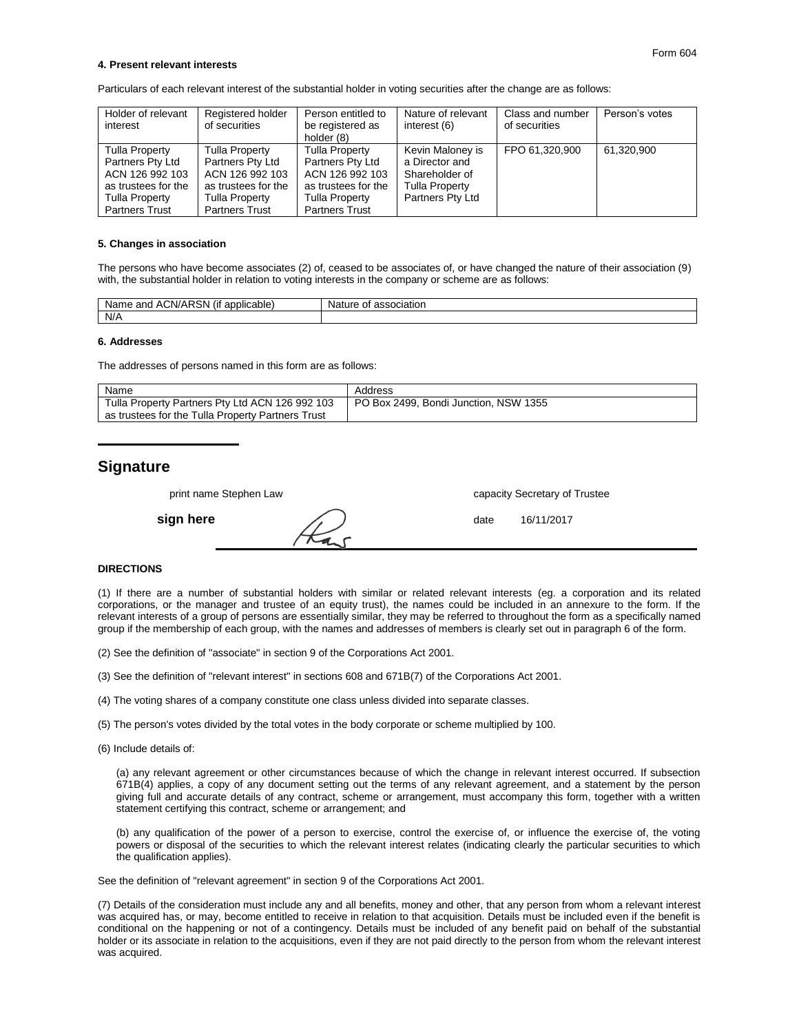Form 604

#### 4. Present relevant interests

Particulars of each relevant interest of the substantial holder in voting securities after the change are as follows:

| Holder of relevant interest | Registered holder of securities | Person entitled to be registered as holder (8) | Nature of relevant interest (6) | Class and number of securities | Person's votes |
|---|---|---|---|---|---|
| Tulla Property Partners Pty Ltd ACN 126 992 103 as trustees for the Tulla Property Partners Trust | Tulla Property Partners Pty Ltd ACN 126 992 103 as trustees for the Tulla Property Partners Trust | Tulla Property Partners Pty Ltd ACN 126 992 103 as trustees for the Tulla Property Partners Trust | Kevin Maloney is a Director and Shareholder of Tulla Property Partners Pty Ltd | FPO 61,320,900 | 61,320,900 |

#### 5. Changes in association

The persons who have become associates (2) of, ceased to be associates of, or have changed the nature of their association (9) with, the substantial holder in relation to voting interests in the company or scheme are as follows:

| Name and ACN/ARSN (if applicable) | Nature of association |
|---|---|
| N/A | |

#### 6. Addresses

The addresses of persons named in this form are as follows:

| Name | Address |
|---|---|
| Tulla Property Partners Pty Ltd ACN 126 992 103 as trustees for the Tulla Property Partners Trust | PO Box 2499, Bondi Junction, NSW 1355 |

## Signature

print name Stephen Law capacity Secretary of Trustee

**sign here** date 16/11/2017

#### DIRECTIONS

(1) If there are a number of substantial holders with similar or related relevant interests (eg. a corporation and its related corporations, or the manager and trustee of an equity trust), the names could be included in an annexure to the form. If the relevant interests of a group of persons are essentially similar, they may be referred to throughout the form as a specifically named group if the membership of each group, with the names and addresses of members is clearly set out in paragraph 6 of the form.

(2) See the definition of "associate" in section 9 of the Corporations Act 2001.

(3) See the definition of "relevant interest" in sections 608 and 671B(7) of the Corporations Act 2001.

(4) The voting shares of a company constitute one class unless divided into separate classes.

(5) The person's votes divided by the total votes in the body corporate or scheme multiplied by 100.

(6) Include details of:

(a) any relevant agreement or other circumstances because of which the change in relevant interest occurred. If subsection 671B(4) applies, a copy of any document setting out the terms of any relevant agreement, and a statement by the person giving full and accurate details of any contract, scheme or arrangement, must accompany this form, together with a written statement certifying this contract, scheme or arrangement; and

(b) any qualification of the power of a person to exercise, control the exercise of, or influence the exercise of, the voting powers or disposal of the securities to which the relevant interest relates (indicating clearly the particular securities to which the qualification applies).

See the definition of "relevant agreement" in section 9 of the Corporations Act 2001.

(7) Details of the consideration must include any and all benefits, money and other, that any person from whom a relevant interest was acquired has, or may, become entitled to receive in relation to that acquisition. Details must be included even if the benefit is conditional on the happening or not of a contingency. Details must be included of any benefit paid on behalf of the substantial holder or its associate in relation to the acquisitions, even if they are not paid directly to the person from whom the relevant interest was acquired.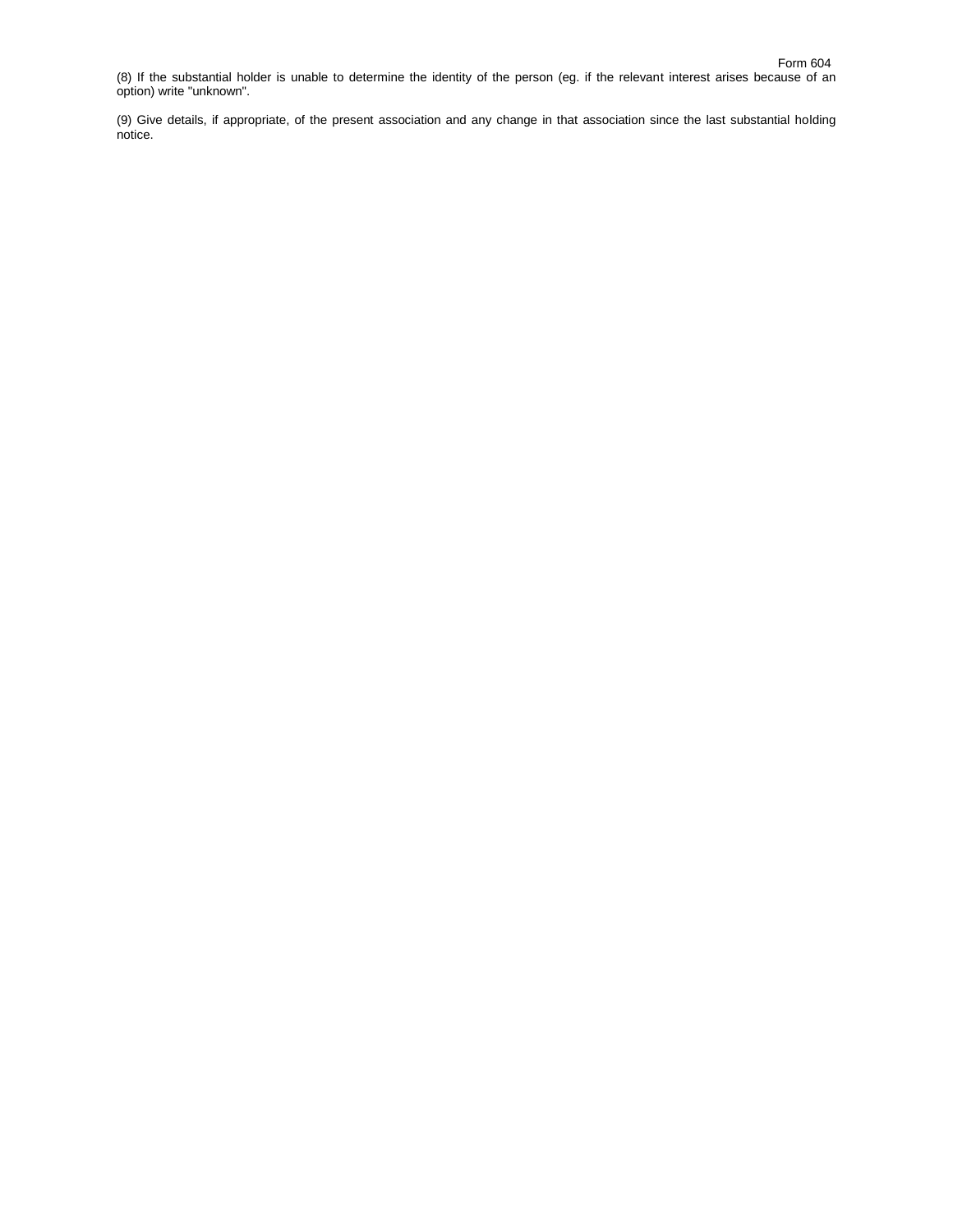(8) If the substantial holder is unable to determine the identity of the person (eg. if the relevant interest arises because of an option) write "unknown".

(9) Give details, if appropriate, of the present association and any change in that association since the last substantial holding notice.